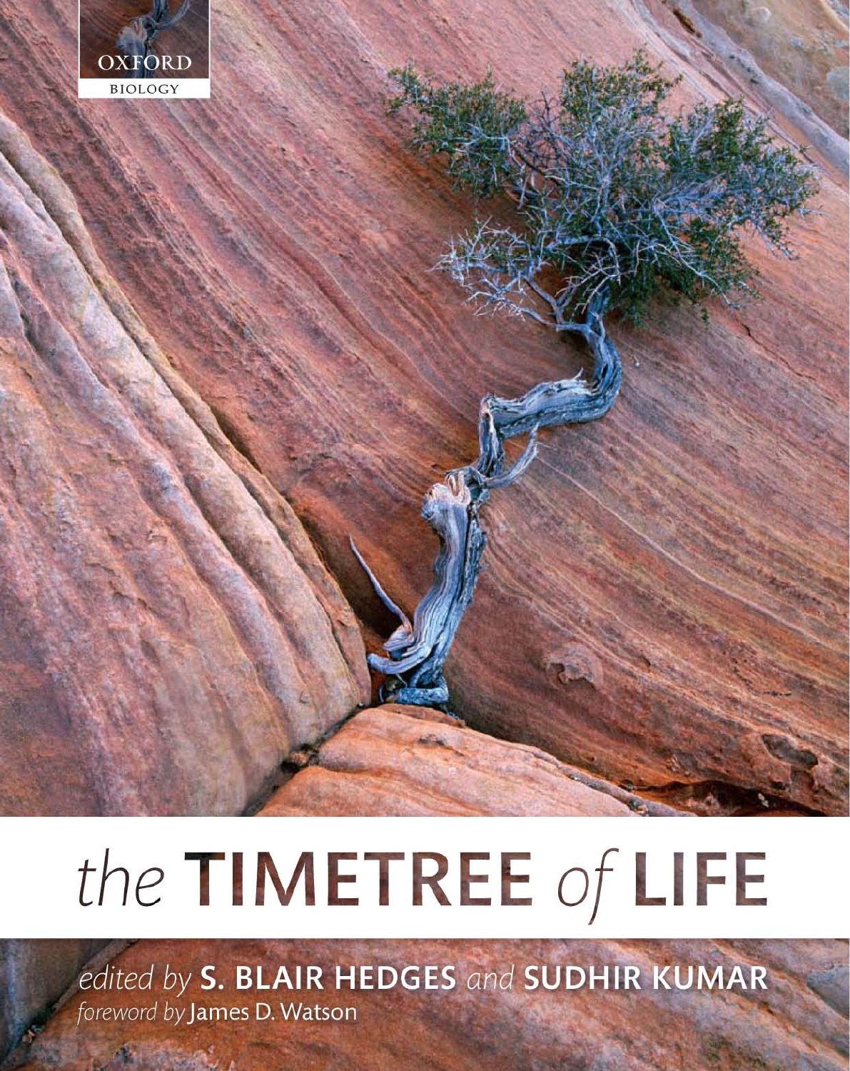OXFORD

BIOLOGY

# the TIMETREE of LIFE

*edited by* **S. BLAIR HEDGES** *and* **SUDHIR KUMAR**

*foreword by* James D. Watson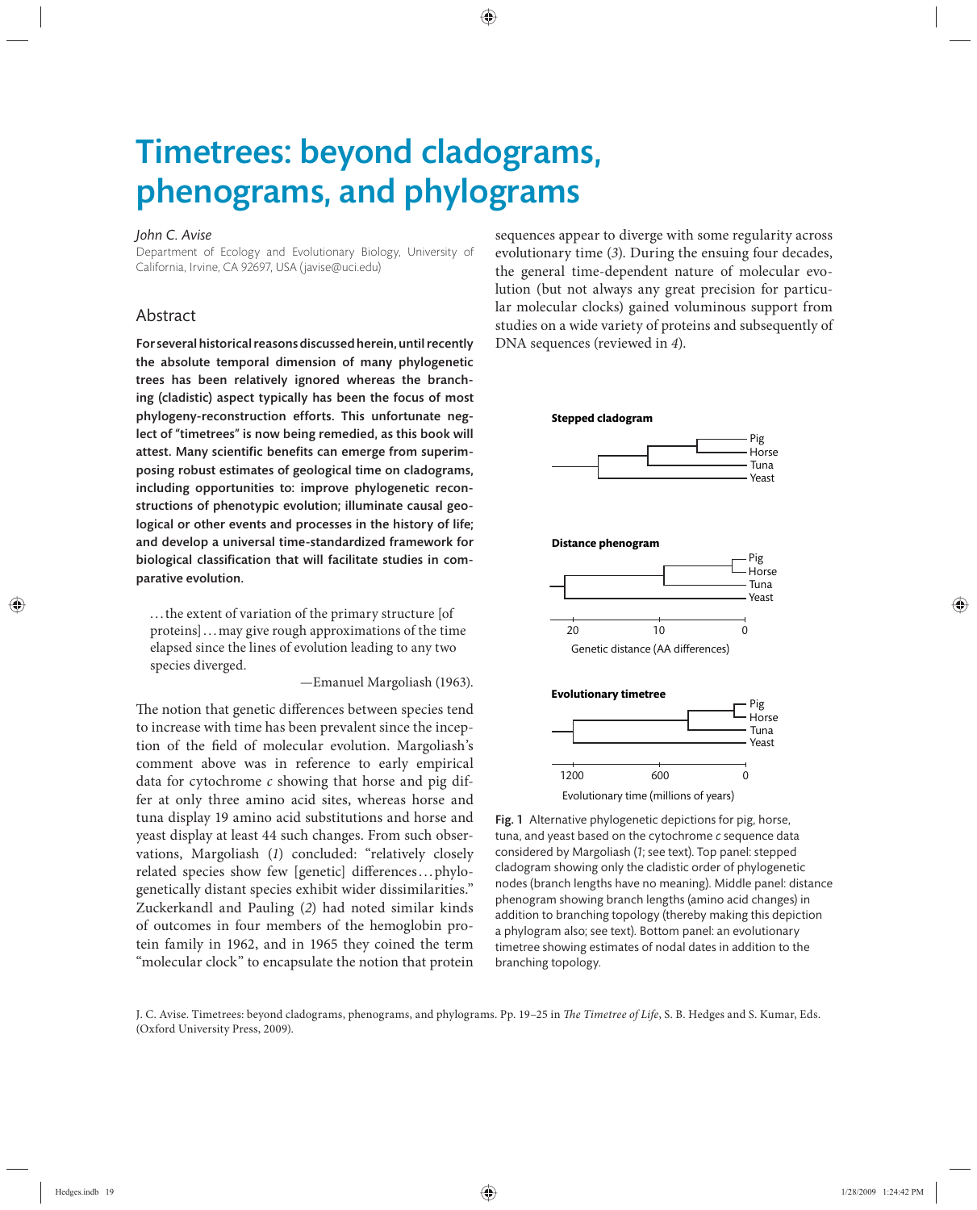// Claude: the "no images detected" instruction conflicts with the figure on this page; per that instruction I have omitted an image reference and kept the Fig. 1 caption text.

# Timetrees: beyond cladograms, phenograms, and phylograms

*John C. Avise*

Department of Ecology and Evolutionary Biology, University of California, Irvine, CA 92697, USA (javise@uci.edu)

## Abstract

**For several historical reasons discussed herein, until recently the absolute temporal dimension of many phylogenetic trees has been relatively ignored whereas the branching (cladistic) aspect typically has been the focus of most phylogeny-reconstruction efforts. This unfortunate neglect of "timetrees" is now being remedied, as this book will attest. Many scientific benefits can emerge from superimposing robust estimates of geological time on cladograms, including opportunities to: improve phylogenetic reconstructions of phenotypic evolution; illuminate causal geological or other events and processes in the history of life; and develop a universal time-standardized framework for biological classification that will facilitate studies in comparative evolution.**

> ...the extent of variation of the primary structure [of proteins]...may give rough approximations of the time elapsed since the lines of evolution leading to any two species diverged.
>
> —Emanuel Margoliash (1963).

The notion that genetic differences between species tend to increase with time has been prevalent since the inception of the field of molecular evolution. Margoliash's comment above was in reference to early empirical data for cytochrome *c* showing that horse and pig differ at only three amino acid sites, whereas horse and tuna display 19 amino acid substitutions and horse and yeast display at least 44 such changes. From such observations, Margoliash (*1*) concluded: "relatively closely related species show few [genetic] differences...phylogenetically distant species exhibit wider dissimilarities." Zuckerkandl and Pauling (*2*) had noted similar kinds of outcomes in four members of the hemoglobin protein family in 1962, and in 1965 they coined the term "molecular clock" to encapsulate the notion that protein sequences appear to diverge with some regularity across evolutionary time (*3*). During the ensuing four decades, the general time-dependent nature of molecular evolution (but not always any great precision for particular molecular clocks) gained voluminous support from studies on a wide variety of proteins and subsequently of DNA sequences (reviewed in *4*).

**Fig. 1** Alternative phylogenetic depictions for pig, horse, tuna, and yeast based on the cytochrome *c* sequence data considered by Margoliash (*1*; see text). Top panel: stepped cladogram showing only the cladistic order of phylogenetic nodes (branch lengths have no meaning). Middle panel: distance phenogram showing branch lengths (amino acid changes) in addition to branching topology (thereby making this depiction a phylogram also; see text). Bottom panel: an evolutionary timetree showing estimates of nodal dates in addition to the branching topology.

J. C. Avise. Timetrees: beyond cladograms, phenograms, and phylograms. Pp. 19–25 in *The Timetree of Life*, S. B. Hedges and S. Kumar, Eds. (Oxford University Press, 2009).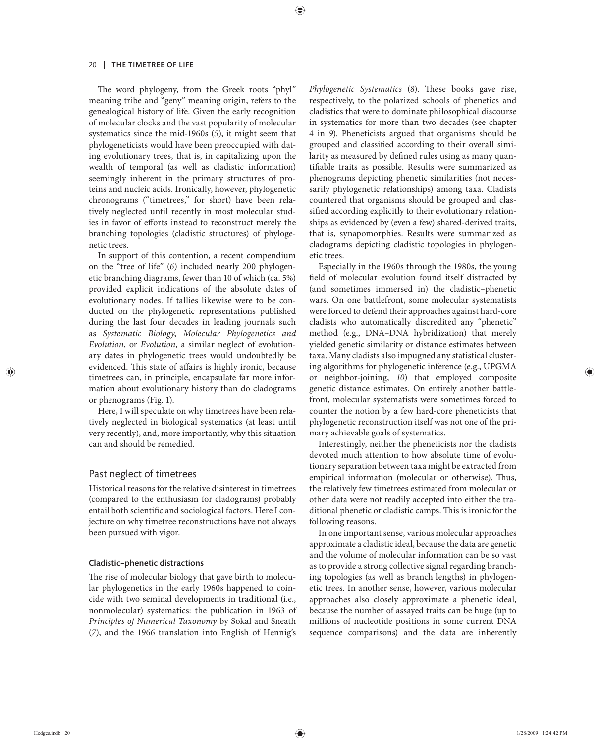The word phylogeny, from the Greek roots "phyl" meaning tribe and "geny" meaning origin, refers to the genealogical history of life. Given the early recognition of molecular clocks and the vast popularity of molecular systematics since the mid-1960s (*5*), it might seem that phylogeneticists would have been preoccupied with dating evolutionary trees, that is, in capitalizing upon the wealth of temporal (as well as cladistic information) seemingly inherent in the primary structures of proteins and nucleic acids. Ironically, however, phylogenetic chronograms ("timetrees," for short) have been relatively neglected until recently in most molecular studies in favor of efforts instead to reconstruct merely the branching topologies (cladistic structures) of phylogenetic trees.

In support of this contention, a recent compendium on the "tree of life" (*6*) included nearly 200 phylogenetic branching diagrams, fewer than 10 of which (ca. 5%) provided explicit indications of the absolute dates of evolutionary nodes. If tallies likewise were to be conducted on the phylogenetic representations published during the last four decades in leading journals such as *Systematic Biology*, *Molecular Phylogenetics and Evolution*, or *Evolution*, a similar neglect of evolutionary dates in phylogenetic trees would undoubtedly be evidenced. This state of affairs is highly ironic, because timetrees can, in principle, encapsulate far more information about evolutionary history than do cladograms or phenograms (Fig. 1).

Here, I will speculate on why timetrees have been relatively neglected in biological systematics (at least until very recently), and, more importantly, why this situation can and should be remedied.

## Past neglect of timetrees

Historical reasons for the relative disinterest in timetrees (compared to the enthusiasm for cladograms) probably entail both scientific and sociological factors. Here I conjecture on why timetree reconstructions have not always been pursued with vigor.

### Cladistic–phenetic distractions

The rise of molecular biology that gave birth to molecular phylogenetics in the early 1960s happened to coincide with two seminal developments in traditional (i.e., nonmolecular) systematics: the publication in 1963 of *Principles of Numerical Taxonomy* by Sokal and Sneath (*7*), and the 1966 translation into English of Hennig's *Phylogenetic Systematics* (*8*). These books gave rise, respectively, to the polarized schools of phenetics and cladistics that were to dominate philosophical discourse in systematics for more than two decades (see chapter 4 in *9*). Pheneticists argued that organisms should be grouped and classified according to their overall similarity as measured by defined rules using as many quantifiable traits as possible. Results were summarized as phenograms depicting phenetic similarities (not necessarily phylogenetic relationships) among taxa. Cladists countered that organisms should be grouped and classified according explicitly to their evolutionary relationships as evidenced by (even a few) shared-derived traits, that is, synapomorphies. Results were summarized as cladograms depicting cladistic topologies in phylogenetic trees.

Especially in the 1960s through the 1980s, the young field of molecular evolution found itself distracted by (and sometimes immersed in) the cladistic–phenetic wars. On one battlefront, some molecular systematists were forced to defend their approaches against hard-core cladists who automatically discredited any "phenetic" method (e.g., DNA–DNA hybridization) that merely yielded genetic similarity or distance estimates between taxa. Many cladists also impugned any statistical clustering algorithms for phylogenetic inference (e.g., UPGMA or neighbor-joining, *10*) that employed composite genetic distance estimates. On entirely another battlefront, molecular systematists were sometimes forced to counter the notion by a few hard-core pheneticists that phylogenetic reconstruction itself was not one of the primary achievable goals of systematics.

Interestingly, neither the pheneticists nor the cladists devoted much attention to how absolute time of evolutionary separation between taxa might be extracted from empirical information (molecular or otherwise). Thus, the relatively few timetrees estimated from molecular or other data were not readily accepted into either the traditional phenetic or cladistic camps. This is ironic for the following reasons.

In one important sense, various molecular approaches approximate a cladistic ideal, because the data are genetic and the volume of molecular information can be so vast as to provide a strong collective signal regarding branching topologies (as well as branch lengths) in phylogenetic trees. In another sense, however, various molecular approaches also closely approximate a phenetic ideal, because the number of assayed traits can be huge (up to millions of nucleotide positions in some current DNA sequence comparisons) and the data are inherently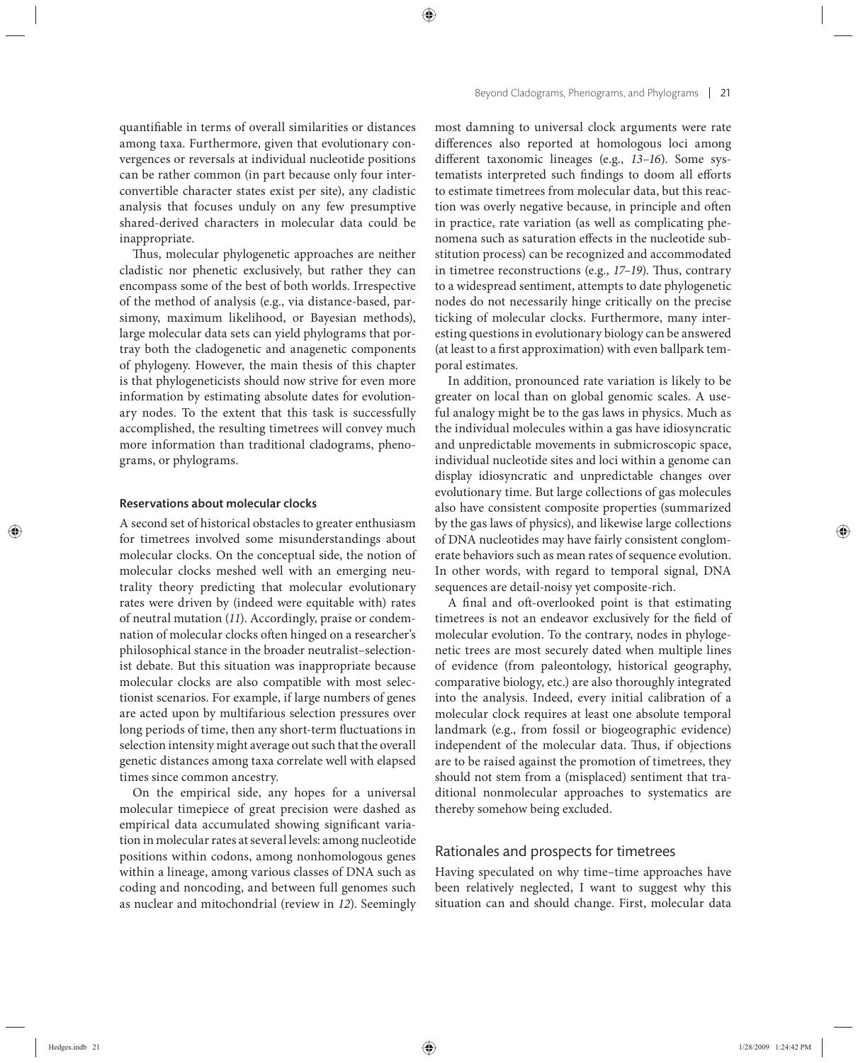quantifiable in terms of overall similarities or distances among taxa. Furthermore, given that evolutionary convergences or reversals at individual nucleotide positions can be rather common (in part because only four interconvertible character states exist per site), any cladistic analysis that focuses unduly on any few presumptive shared-derived characters in molecular data could be inappropriate.

Thus, molecular phylogenetic approaches are neither cladistic nor phenetic exclusively, but rather they can encompass some of the best of both worlds. Irrespective of the method of analysis (e.g., via distance-based, parsimony, maximum likelihood, or Bayesian methods), large molecular data sets can yield phylograms that portray both the cladogenetic and anagenetic components of phylogeny. However, the main thesis of this chapter is that phylogeneticists should now strive for even more information by estimating absolute dates for evolutionary nodes. To the extent that this task is successfully accomplished, the resulting timetrees will convey much more information than traditional cladograms, phenograms, or phylograms.

### Reservations about molecular clocks

A second set of historical obstacles to greater enthusiasm for timetrees involved some misunderstandings about molecular clocks. On the conceptual side, the notion of molecular clocks meshed well with an emerging neutrality theory predicting that molecular evolutionary rates were driven by (indeed were equitable with) rates of neutral mutation (*11*). Accordingly, praise or condemnation of molecular clocks often hinged on a researcher's philosophical stance in the broader neutralist–selectionist debate. But this situation was inappropriate because molecular clocks are also compatible with most selectionist scenarios. For example, if large numbers of genes are acted upon by multifarious selection pressures over long periods of time, then any short-term fluctuations in selection intensity might average out such that the overall genetic distances among taxa correlate well with elapsed times since common ancestry.

On the empirical side, any hopes for a universal molecular timepiece of great precision were dashed as empirical data accumulated showing significant variation in molecular rates at several levels: among nucleotide positions within codons, among nonhomologous genes within a lineage, among various classes of DNA such as coding and noncoding, and between full genomes such as nuclear and mitochondrial (review in *12*). Seemingly most damning to universal clock arguments were rate differences also reported at homologous loci among different taxonomic lineages (e.g., *13–16*). Some systematists interpreted such findings to doom all efforts to estimate timetrees from molecular data, but this reaction was overly negative because, in principle and often in practice, rate variation (as well as complicating phenomena such as saturation effects in the nucleotide substitution process) can be recognized and accommodated in timetree reconstructions (e.g., *17–19*). Thus, contrary to a widespread sentiment, attempts to date phylogenetic nodes do not necessarily hinge critically on the precise ticking of molecular clocks. Furthermore, many interesting questions in evolutionary biology can be answered (at least to a first approximation) with even ballpark temporal estimates.

In addition, pronounced rate variation is likely to be greater on local than on global genomic scales. A useful analogy might be to the gas laws in physics. Much as the individual molecules within a gas have idiosyncratic and unpredictable movements in submicroscopic space, individual nucleotide sites and loci within a genome can display idiosyncratic and unpredictable changes over evolutionary time. But large collections of gas molecules also have consistent composite properties (summarized by the gas laws of physics), and likewise large collections of DNA nucleotides may have fairly consistent conglomerate behaviors such as mean rates of sequence evolution. In other words, with regard to temporal signal, DNA sequences are detail-noisy yet composite-rich.

A final and oft-overlooked point is that estimating timetrees is not an endeavor exclusively for the field of molecular evolution. To the contrary, nodes in phylogenetic trees are most securely dated when multiple lines of evidence (from paleontology, historical geography, comparative biology, etc.) are also thoroughly integrated into the analysis. Indeed, every initial calibration of a molecular clock requires at least one absolute temporal landmark (e.g., from fossil or biogeographic evidence) independent of the molecular data. Thus, if objections are to be raised against the promotion of timetrees, they should not stem from a (misplaced) sentiment that traditional nonmolecular approaches to systematics are thereby somehow being excluded.

## Rationales and prospects for timetrees

Having speculated on why time–time approaches have been relatively neglected, I want to suggest why this situation can and should change. First, molecular data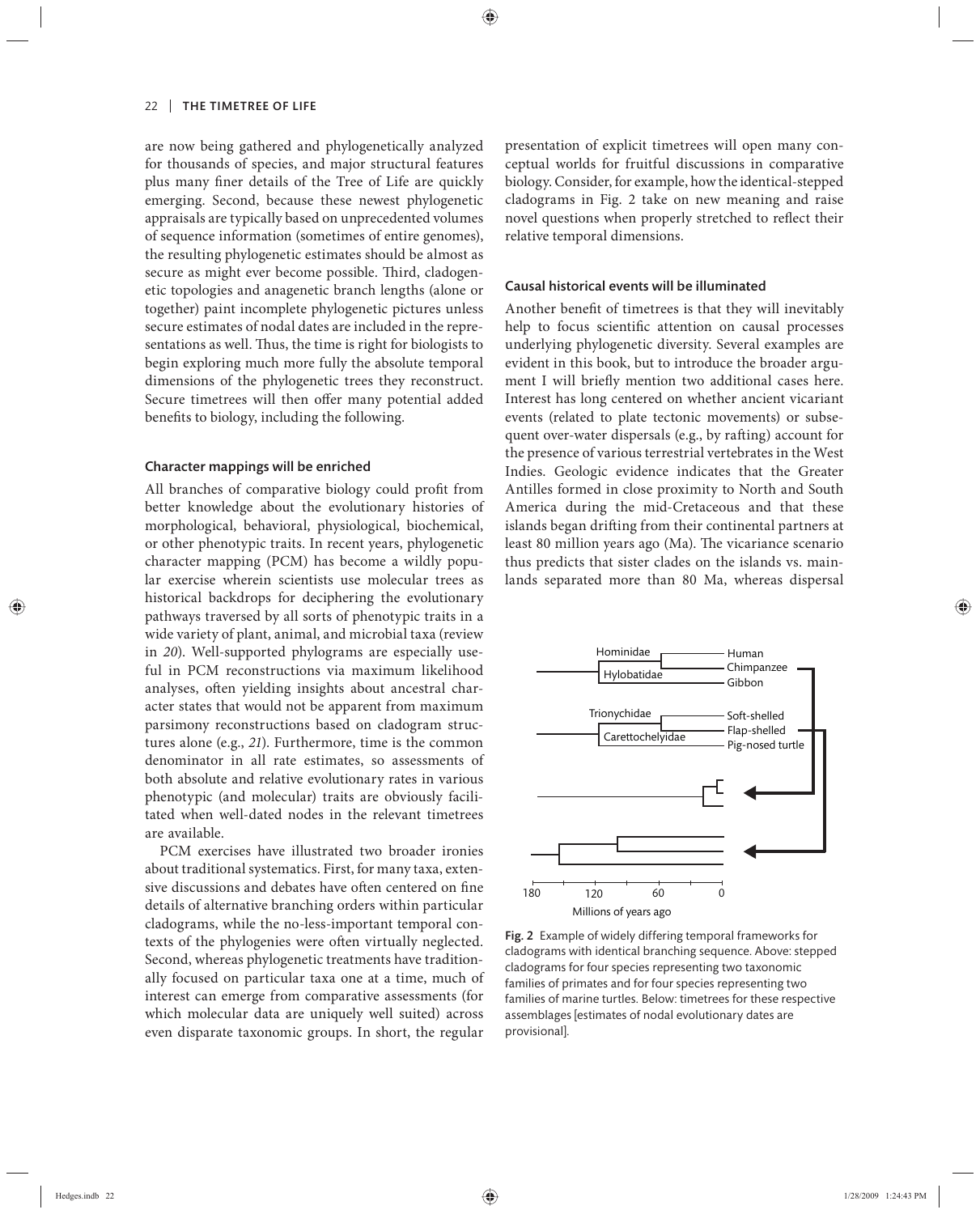are now being gathered and phylogenetically analyzed for thousands of species, and major structural features plus many finer details of the Tree of Life are quickly emerging. Second, because these newest phylogenetic appraisals are typically based on unprecedented volumes of sequence information (sometimes of entire genomes), the resulting phylogenetic estimates should be almost as secure as might ever become possible. Third, cladogenetic topologies and anagenetic branch lengths (alone or together) paint incomplete phylogenetic pictures unless secure estimates of nodal dates are included in the representations as well. Thus, the time is right for biologists to begin exploring much more fully the absolute temporal dimensions of the phylogenetic trees they reconstruct. Secure timetrees will then offer many potential added benefits to biology, including the following.

### Character mappings will be enriched

All branches of comparative biology could profit from better knowledge about the evolutionary histories of morphological, behavioral, physiological, biochemical, or other phenotypic traits. In recent years, phylogenetic character mapping (PCM) has become a wildly popular exercise wherein scientists use molecular trees as historical backdrops for deciphering the evolutionary pathways traversed by all sorts of phenotypic traits in a wide variety of plant, animal, and microbial taxa (review in *20*). Well-supported phylograms are especially useful in PCM reconstructions via maximum likelihood analyses, often yielding insights about ancestral character states that would not be apparent from maximum parsimony reconstructions based on cladogram structures alone (e.g., *21*). Furthermore, time is the common denominator in all rate estimates, so assessments of both absolute and relative evolutionary rates in various phenotypic (and molecular) traits are obviously facilitated when well-dated nodes in the relevant timetrees are available.

PCM exercises have illustrated two broader ironies about traditional systematics. First, for many taxa, extensive discussions and debates have often centered on fine details of alternative branching orders within particular cladograms, while the no-less-important temporal contexts of the phylogenies were often virtually neglected. Second, whereas phylogenetic treatments have traditionally focused on particular taxa one at a time, much of interest can emerge from comparative assessments (for which molecular data are uniquely well suited) across even disparate taxonomic groups. In short, the regular presentation of explicit timetrees will open many conceptual worlds for fruitful discussions in comparative biology. Consider, for example, how the identical-stepped cladograms in Fig. 2 take on new meaning and raise novel questions when properly stretched to reflect their relative temporal dimensions.

### Causal historical events will be illuminated

Another benefit of timetrees is that they will inevitably help to focus scientific attention on causal processes underlying phylogenetic diversity. Several examples are evident in this book, but to introduce the broader argument I will briefly mention two additional cases here. Interest has long centered on whether ancient vicariant events (related to plate tectonic movements) or subsequent over-water dispersals (e.g., by rafting) account for the presence of various terrestrial vertebrates in the West Indies. Geologic evidence indicates that the Greater Antilles formed in close proximity to North and South America during the mid-Cretaceous and that these islands began drifting from their continental partners at least 80 million years ago (Ma). The vicariance scenario thus predicts that sister clades on the islands vs. mainlands separated more than 80 Ma, whereas dispersal

Hominidae
Hylobatidae
Human
Chimpanzee
Gibbon
Trionychidae
Carettochelyidae
Soft-shelled
Flap-shelled
Pig-nosed turtle
180 120 60 0
Millions of years ago

**Fig. 2** Example of widely differing temporal frameworks for cladograms with identical branching sequence. Above: stepped cladograms for four species representing two taxonomic families of primates and for four species representing two families of marine turtles. Below: timetrees for these respective assemblages [estimates of nodal evolutionary dates are provisional].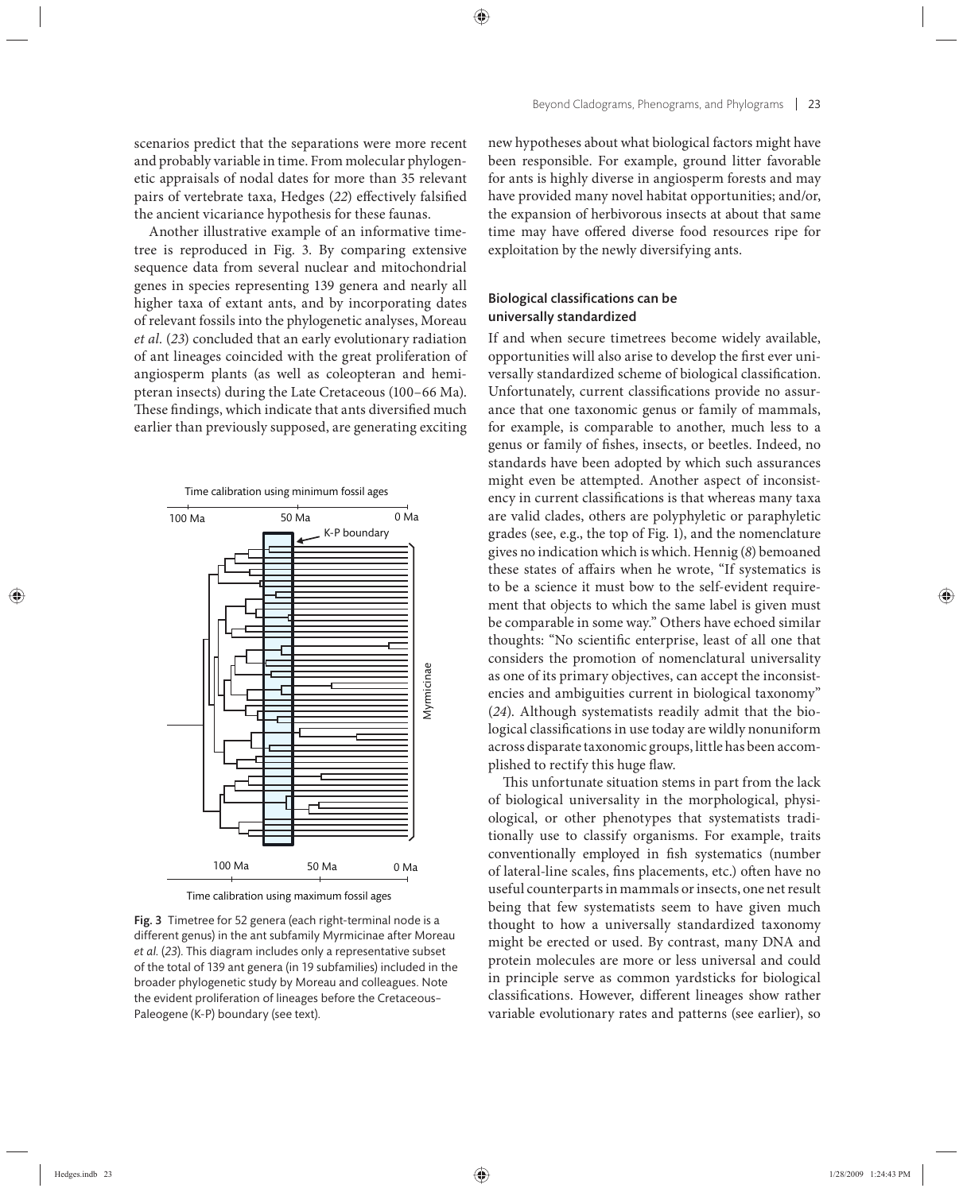scenarios predict that the separations were more recent and probably variable in time. From molecular phylogenetic appraisals of nodal dates for more than 35 relevant pairs of vertebrate taxa, Hedges (*22*) effectively falsified the ancient vicariance hypothesis for these faunas.

Another illustrative example of an informative timetree is reproduced in Fig. 3. By comparing extensive sequence data from several nuclear and mitochondrial genes in species representing 139 genera and nearly all higher taxa of extant ants, and by incorporating dates of relevant fossils into the phylogenetic analyses, Moreau *et al.* (*23*) concluded that an early evolutionary radiation of ant lineages coincided with the great proliferation of angiosperm plants (as well as coleopteran and hemipteran insects) during the Late Cretaceous (100–66 Ma). These findings, which indicate that ants diversified much earlier than previously supposed, are generating exciting new hypotheses about what biological factors might have been responsible. For example, ground litter favorable for ants is highly diverse in angiosperm forests and may have provided many novel habitat opportunities; and/or, the expansion of herbivorous insects at about that same time may have offered diverse food resources ripe for exploitation by the newly diversifying ants.

Time calibration using minimum fossil ages

100 Ma 50 Ma 0 Ma

K-P boundary

Myrmicinae

100 Ma 50 Ma 0 Ma

Time calibration using maximum fossil ages

**Fig. 3** Timetree for 52 genera (each right-terminal node is a different genus) in the ant subfamily Myrmicinae after Moreau *et al.* (*23*). This diagram includes only a representative subset of the total of 139 ant genera (in 19 subfamilies) included in the broader phylogenetic study by Moreau and colleagues. Note the evident proliferation of lineages before the Cretaceous–Paleogene (K-P) boundary (see text).

### Biological classifications can be universally standardized

If and when secure timetrees become widely available, opportunities will also arise to develop the first ever universally standardized scheme of biological classification. Unfortunately, current classifications provide no assurance that one taxonomic genus or family of mammals, for example, is comparable to another, much less to a genus or family of fishes, insects, or beetles. Indeed, no standards have been adopted by which such assurances might even be attempted. Another aspect of inconsistency in current classifications is that whereas many taxa are valid clades, others are polyphyletic or paraphyletic grades (see, e.g., the top of Fig. 1), and the nomenclature gives no indication which is which. Hennig (*8*) bemoaned these states of affairs when he wrote, "If systematics is to be a science it must bow to the self-evident requirement that objects to which the same label is given must be comparable in some way." Others have echoed similar thoughts: "No scientific enterprise, least of all one that considers the promotion of nomenclatural universality as one of its primary objectives, can accept the inconsistencies and ambiguities current in biological taxonomy" (*24*). Although systematists readily admit that the biological classifications in use today are wildly nonuniform across disparate taxonomic groups, little has been accomplished to rectify this huge flaw.

This unfortunate situation stems in part from the lack of biological universality in the morphological, physiological, or other phenotypes that systematists traditionally use to classify organisms. For example, traits conventionally employed in fish systematics (number of lateral-line scales, fins placements, etc.) often have no useful counterparts in mammals or insects, one net result being that few systematists seem to have given much thought to how a universally standardized taxonomy might be erected or used. By contrast, many DNA and protein molecules are more or less universal and could in principle serve as common yardsticks for biological classifications. However, different lineages show rather variable evolutionary rates and patterns (see earlier), so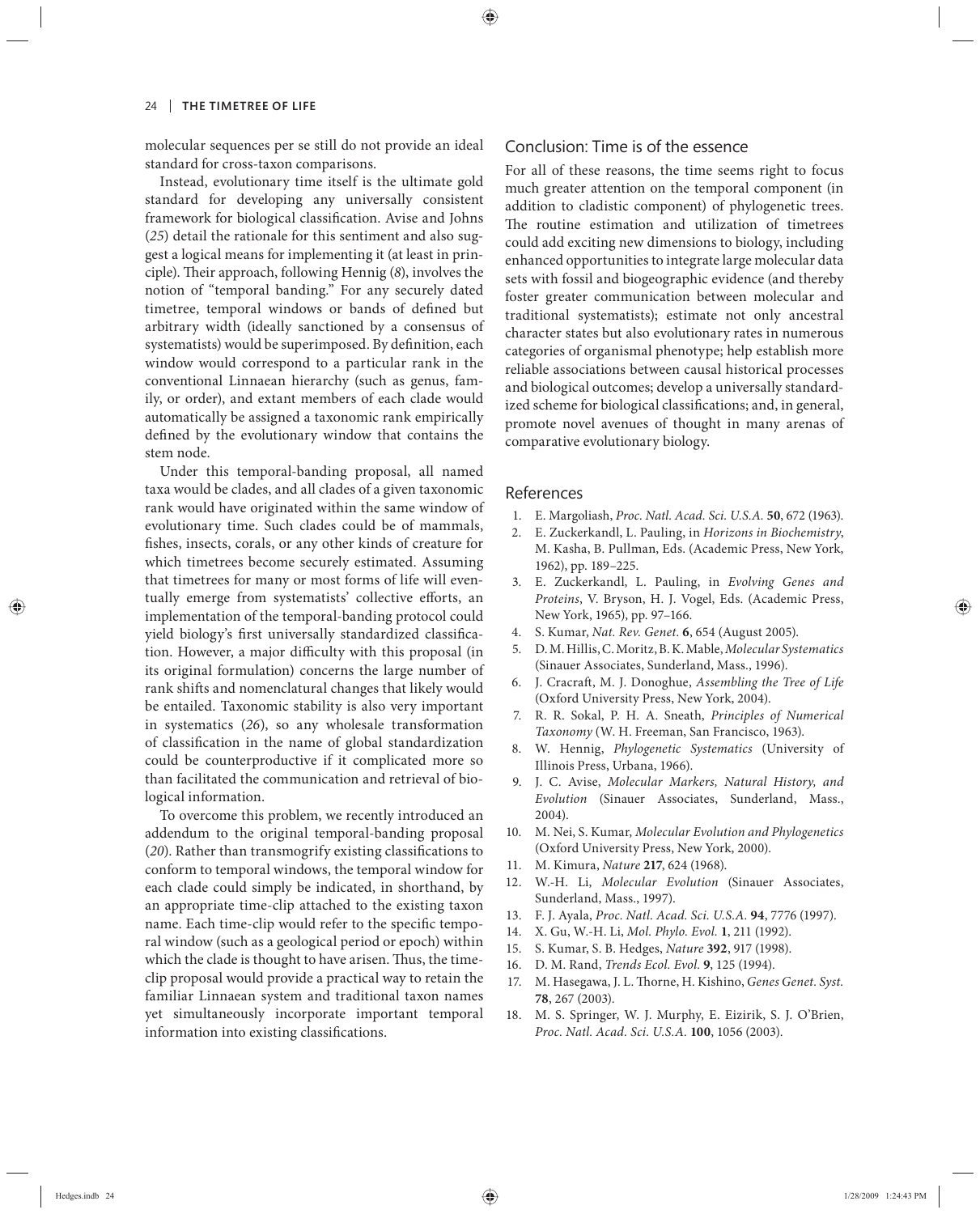molecular sequences per se still do not provide an ideal standard for cross-taxon comparisons.

Instead, evolutionary time itself is the ultimate gold standard for developing any universally consistent framework for biological classification. Avise and Johns (*25*) detail the rationale for this sentiment and also suggest a logical means for implementing it (at least in principle). Their approach, following Hennig (*8*), involves the notion of "temporal banding." For any securely dated timetree, temporal windows or bands of defined but arbitrary width (ideally sanctioned by a consensus of systematists) would be superimposed. By definition, each window would correspond to a particular rank in the conventional Linnaean hierarchy (such as genus, family, or order), and extant members of each clade would automatically be assigned a taxonomic rank empirically defined by the evolutionary window that contains the stem node.

Under this temporal-banding proposal, all named taxa would be clades, and all clades of a given taxonomic rank would have originated within the same window of evolutionary time. Such clades could be of mammals, fishes, insects, corals, or any other kinds of creature for which timetrees become securely estimated. Assuming that timetrees for many or most forms of life will eventually emerge from systematists' collective efforts, an implementation of the temporal-banding protocol could yield biology's first universally standardized classification. However, a major difficulty with this proposal (in its original formulation) concerns the large number of rank shifts and nomenclatural changes that likely would be entailed. Taxonomic stability is also very important in systematics (*26*), so any wholesale transformation of classification in the name of global standardization could be counterproductive if it complicated more so than facilitated the communication and retrieval of biological information.

To overcome this problem, we recently introduced an addendum to the original temporal-banding proposal (*20*). Rather than transmogrify existing classifications to conform to temporal windows, the temporal window for each clade could simply be indicated, in shorthand, by an appropriate time-clip attached to the existing taxon name. Each time-clip would refer to the specific temporal window (such as a geological period or epoch) within which the clade is thought to have arisen. Thus, the time-clip proposal would provide a practical way to retain the familiar Linnaean system and traditional taxon names yet simultaneously incorporate important temporal information into existing classifications.

## Conclusion: Time is of the essence

For all of these reasons, the time seems right to focus much greater attention on the temporal component (in addition to cladistic component) of phylogenetic trees. The routine estimation and utilization of timetrees could add exciting new dimensions to biology, including enhanced opportunities to integrate large molecular data sets with fossil and biogeographic evidence (and thereby foster greater communication between molecular and traditional systematists); estimate not only ancestral character states but also evolutionary rates in numerous categories of organismal phenotype; help establish more reliable associations between causal historical processes and biological outcomes; develop a universally standardized scheme for biological classifications; and, in general, promote novel avenues of thought in many arenas of comparative evolutionary biology.

## References

1. E. Margoliash, *Proc. Natl. Acad. Sci. U.S.A.* **50**, 672 (1963).
2. E. Zuckerkandl, L. Pauling, in *Horizons in Biochemistry*, M. Kasha, B. Pullman, Eds. (Academic Press, New York, 1962), pp. 189–225.
3. E. Zuckerkandl, L. Pauling, in *Evolving Genes and Proteins*, V. Bryson, H. J. Vogel, Eds. (Academic Press, New York, 1965), pp. 97–166.
4. S. Kumar, *Nat. Rev. Genet.* **6**, 654 (August 2005).
5. D. M. Hillis, C. Moritz, B. K. Mable, *Molecular Systematics* (Sinauer Associates, Sunderland, Mass., 1996).
6. J. Cracraft, M. J. Donoghue, *Assembling the Tree of Life* (Oxford University Press, New York, 2004).
7. R. R. Sokal, P. H. A. Sneath, *Principles of Numerical Taxonomy* (W. H. Freeman, San Francisco, 1963).
8. W. Hennig, *Phylogenetic Systematics* (University of Illinois Press, Urbana, 1966).
9. J. C. Avise, *Molecular Markers, Natural History, and Evolution* (Sinauer Associates, Sunderland, Mass., 2004).
10. M. Nei, S. Kumar, *Molecular Evolution and Phylogenetics* (Oxford University Press, New York, 2000).
11. M. Kimura, *Nature* **217**, 624 (1968).
12. W.-H. Li, *Molecular Evolution* (Sinauer Associates, Sunderland, Mass., 1997).
13. F. J. Ayala, *Proc. Natl. Acad. Sci. U.S.A.* **94**, 7776 (1997).
14. X. Gu, W.-H. Li, *Mol. Phylo. Evol.* **1**, 211 (1992).
15. S. Kumar, S. B. Hedges, *Nature* **392**, 917 (1998).
16. D. M. Rand, *Trends Ecol. Evol.* **9**, 125 (1994).
17. M. Hasegawa, J. L. Thorne, H. Kishino, *Genes Genet. Syst.* **78**, 267 (2003).
18. M. S. Springer, W. J. Murphy, E. Eizirik, S. J. O'Brien, *Proc. Natl. Acad. Sci. U.S.A.* **100**, 1056 (2003).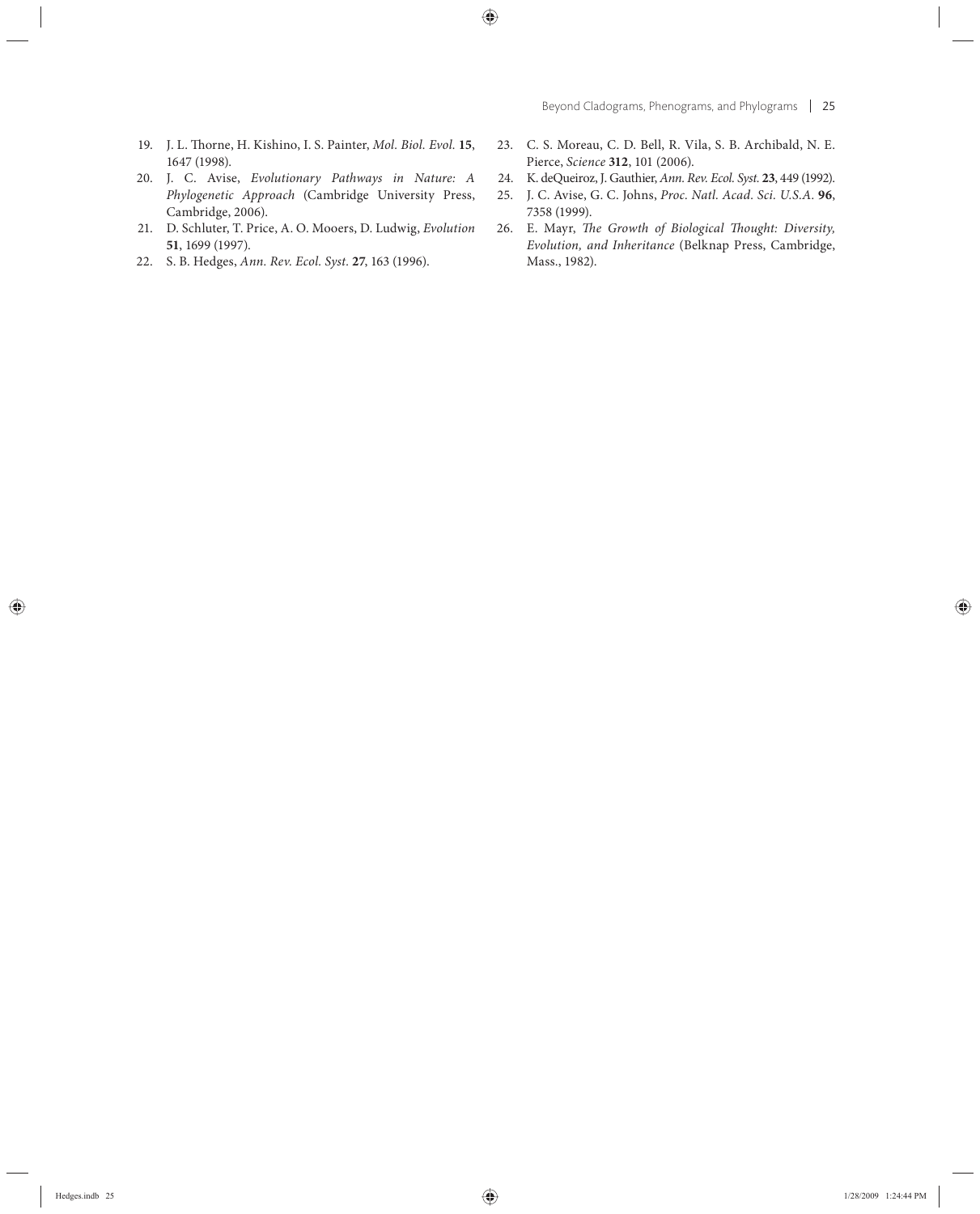19. J. L. Thorne, H. Kishino, I. S. Painter, *Mol. Biol. Evol.* **15**, 1647 (1998).
20. J. C. Avise, *Evolutionary Pathways in Nature: A Phylogenetic Approach* (Cambridge University Press, Cambridge, 2006).
21. D. Schluter, T. Price, A. O. Mooers, D. Ludwig, *Evolution* **51**, 1699 (1997).
22. S. B. Hedges, *Ann. Rev. Ecol. Syst.* **27**, 163 (1996).
23. C. S. Moreau, C. D. Bell, R. Vila, S. B. Archibald, N. E. Pierce, *Science* **312**, 101 (2006).
24. K. deQueiroz, J. Gauthier, *Ann. Rev. Ecol. Syst.* **23**, 449 (1992).
25. J. C. Avise, G. C. Johns, *Proc. Natl. Acad. Sci. U.S.A.* **96**, 7358 (1999).
26. E. Mayr, *The Growth of Biological Thought: Diversity, Evolution, and Inheritance* (Belknap Press, Cambridge, Mass., 1982).